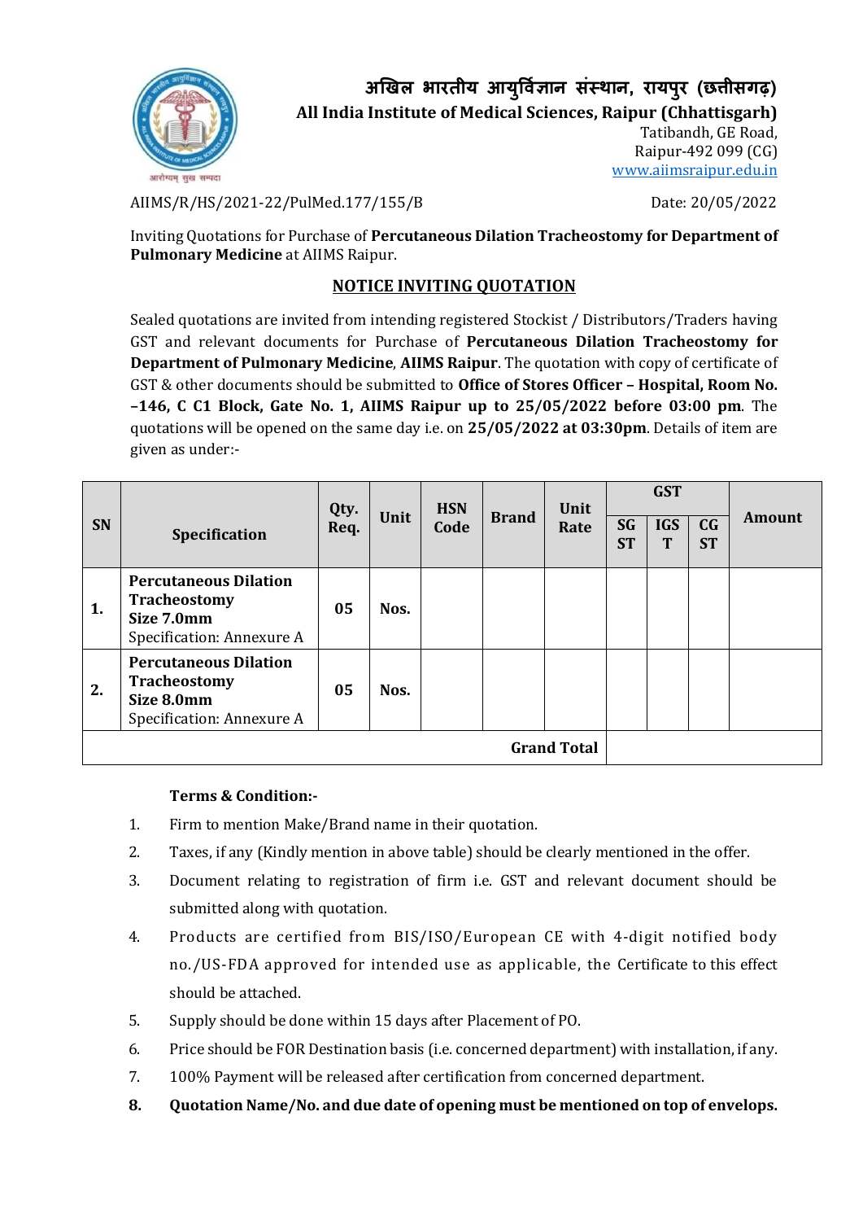# अखिल भारतीय आयुर्विज्ञान संस्थान, रायपुर (छत्तीसगढ़)

## All India Institute of Medical Sciences, Raipur (Chhattisgarh)

Tatibandh, GE Road,
Raipur-492 099 (CG)
www.aiimsraipur.edu.in

AIIMS/R/HS/2021-22/PulMed.177/155/B    Date: 20/05/2022

Inviting Quotations for Purchase of **Percutaneous Dilation Tracheostomy for Department of Pulmonary Medicine** at AIIMS Raipur.

## NOTICE INVITING QUOTATION

Sealed quotations are invited from intending registered Stockist / Distributors/Traders having GST and relevant documents for Purchase of **Percutaneous Dilation Tracheostomy for Department of Pulmonary Medicine**, **AIIMS Raipur**. The quotation with copy of certificate of GST & other documents should be submitted to **Office of Stores Officer – Hospital, Room No. –146, C C1 Block, Gate No. 1, AIIMS Raipur up to 25/05/2022 before 03:00 pm**. The quotations will be opened on the same day i.e. on **25/05/2022 at 03:30pm**. Details of item are given as under:-

| SN | Specification | Qty. Req. | Unit | HSN Code | Brand | Unit Rate | GST | | | Amount |
|---|---|---|---|---|---|---|---|---|---|---|
| | | | | | | | SGST | IGST | CGST | |
| 1. | **Percutaneous Dilation Tracheostomy Size 7.0mm** Specification: Annexure A | 05 | Nos. | | | | | | | |
| 2. | **Percutaneous Dilation Tracheostomy Size 8.0mm** Specification: Annexure A | 05 | Nos. | | | | | | | |
| | | | | | | **Grand Total** | | | | |

### Terms & Condition:-

1. Firm to mention Make/Brand name in their quotation.
2. Taxes, if any (Kindly mention in above table) should be clearly mentioned in the offer.
3. Document relating to registration of firm i.e. GST and relevant document should be submitted along with quotation.
4. Products are certified from BIS/ISO/European CE with 4-digit notified body no./US-FDA approved for intended use as applicable, the Certificate to this effect should be attached.
5. Supply should be done within 15 days after Placement of PO.
6. Price should be FOR Destination basis (i.e. concerned department) with installation, if any.
7. 100% Payment will be released after certification from concerned department.
8. **Quotation Name/No. and due date of opening must be mentioned on top of envelops.**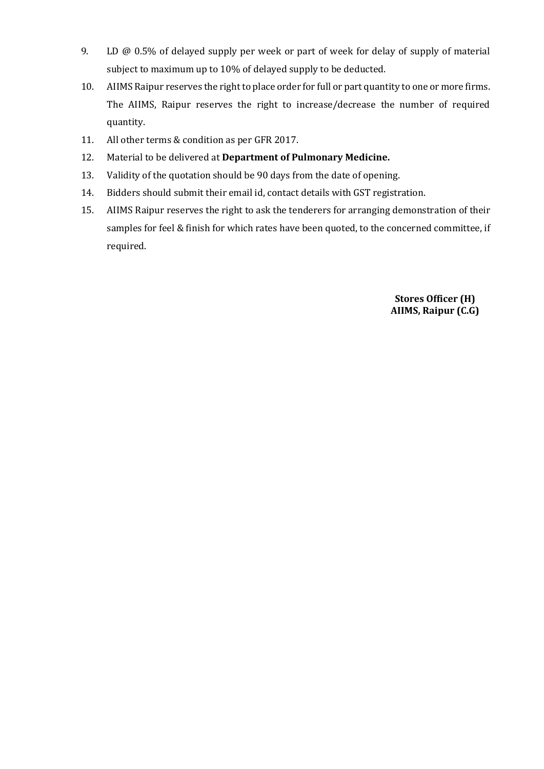9. LD @ 0.5% of delayed supply per week or part of week for delay of supply of material subject to maximum up to 10% of delayed supply to be deducted.
10. AIIMS Raipur reserves the right to place order for full or part quantity to one or more firms. The AIIMS, Raipur reserves the right to increase/decrease the number of required quantity.
11. All other terms & condition as per GFR 2017.
12. Material to be delivered at **Department of Pulmonary Medicine.**
13. Validity of the quotation should be 90 days from the date of opening.
14. Bidders should submit their email id, contact details with GST registration.
15. AIIMS Raipur reserves the right to ask the tenderers for arranging demonstration of their samples for feel & finish for which rates have been quoted, to the concerned committee, if required.

**Stores Officer (H)**
**AIIMS, Raipur (C.G)**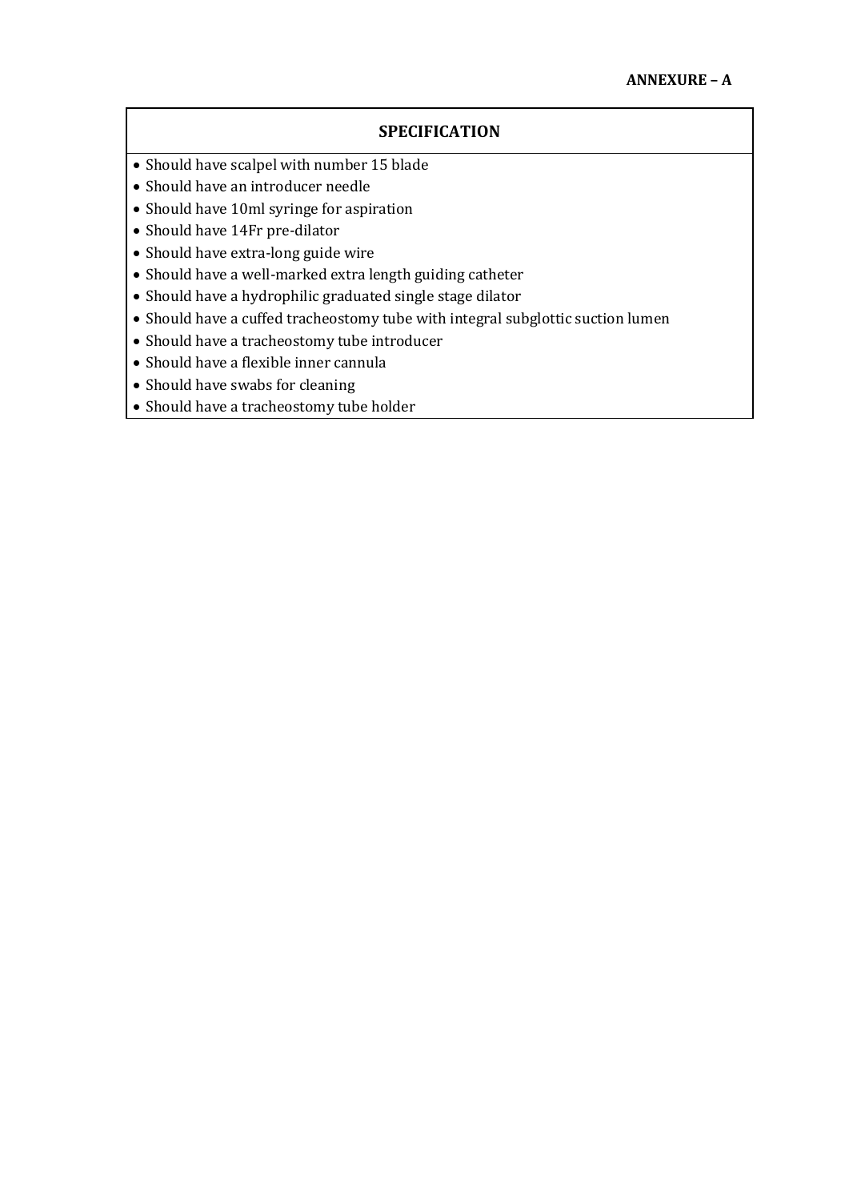**ANNEXURE – A**

## SPECIFICATION

- Should have scalpel with number 15 blade
- Should have an introducer needle
- Should have 10ml syringe for aspiration
- Should have 14Fr pre-dilator
- Should have extra-long guide wire
- Should have a well-marked extra length guiding catheter
- Should have a hydrophilic graduated single stage dilator
- Should have a cuffed tracheostomy tube with integral subglottic suction lumen
- Should have a tracheostomy tube introducer
- Should have a flexible inner cannula
- Should have swabs for cleaning
- Should have a tracheostomy tube holder